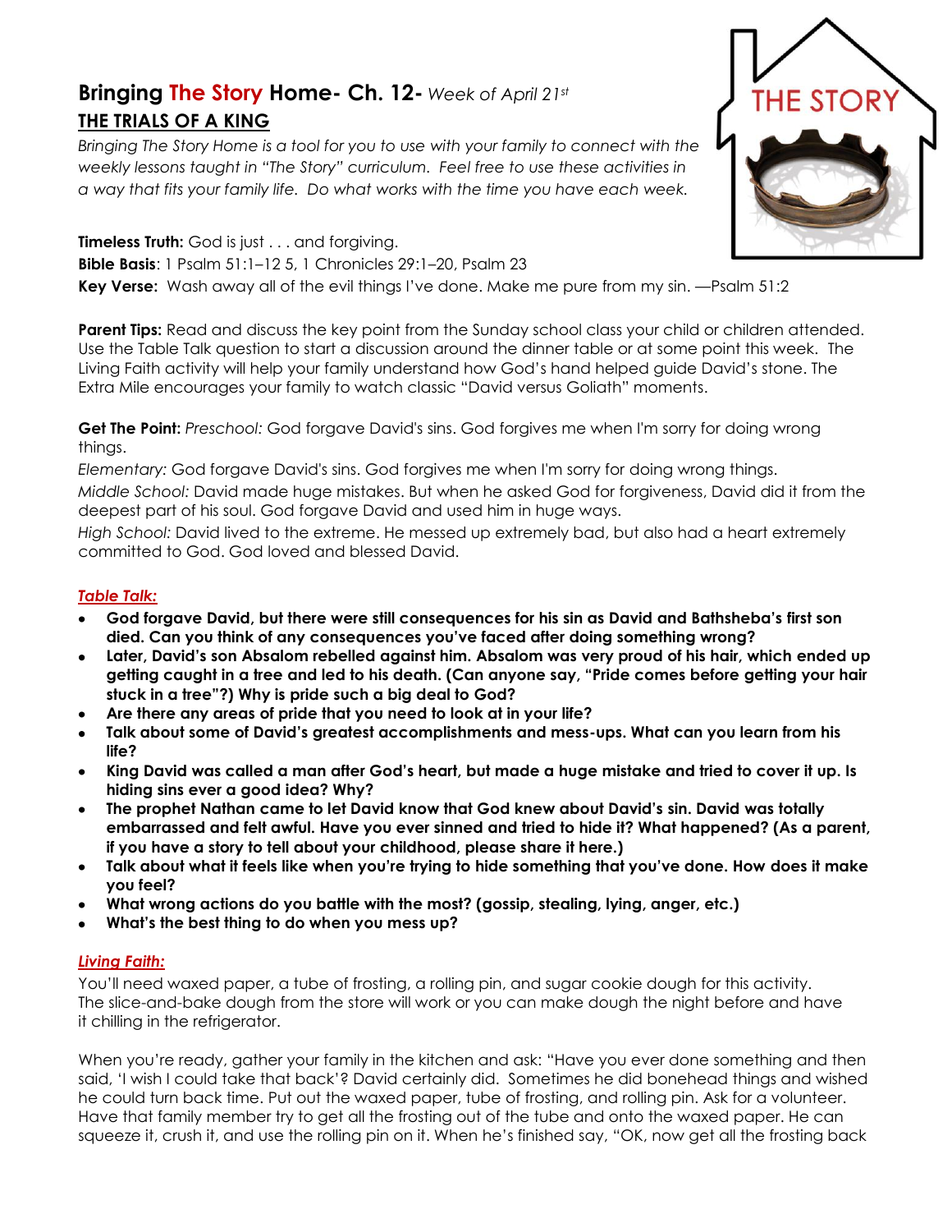# Bringing The Story Home- Ch. 12- *Week of April 21st*

## THE TRIALS OF A KING

*Bringing The Story Home is a tool for you to use with your family to connect with the weekly lessons taught in "The Story" curriculum. Feel free to use these activities in a way that fits your family life. Do what works with the time you have each week.*

THE STORY

**Timeless Truth:** God is just . . . and forgiving.

**Bible Basis**: 1 Psalm 51:1–12 5, 1 Chronicles 29:1–20, Psalm 23

**Key Verse:** Wash away all of the evil things I've done. Make me pure from my sin. —Psalm 51:2

**Parent Tips:** Read and discuss the key point from the Sunday school class your child or children attended. Use the Table Talk question to start a discussion around the dinner table or at some point this week. The Living Faith activity will help your family understand how God's hand helped guide David's stone. The Extra Mile encourages your family to watch classic "David versus Goliath" moments.

**Get The Point:** *Preschool:* God forgave David's sins. God forgives me when I'm sorry for doing wrong things.

*Elementary:* God forgave David's sins. God forgives me when I'm sorry for doing wrong things.

*Middle School:* David made huge mistakes. But when he asked God for forgiveness, David did it from the deepest part of his soul. God forgave David and used him in huge ways.

*High School:* David lived to the extreme. He messed up extremely bad, but also had a heart extremely committed to God. God loved and blessed David.

### *Table Talk:*

- **God forgave David, but there were still consequences for his sin as David and Bathsheba's first son died. Can you think of any consequences you've faced after doing something wrong?**
- **Later, David's son Absalom rebelled against him. Absalom was very proud of his hair, which ended up getting caught in a tree and led to his death. (Can anyone say, "Pride comes before getting your hair stuck in a tree"?) Why is pride such a big deal to God?**
- **Are there any areas of pride that you need to look at in your life?**
- **Talk about some of David's greatest accomplishments and mess-ups. What can you learn from his life?**
- **King David was called a man after God's heart, but made a huge mistake and tried to cover it up. Is hiding sins ever a good idea? Why?**
- **The prophet Nathan came to let David know that God knew about David's sin. David was totally embarrassed and felt awful. Have you ever sinned and tried to hide it? What happened? (As a parent, if you have a story to tell about your childhood, please share it here.)**
- **Talk about what it feels like when you're trying to hide something that you've done. How does it make you feel?**
- **What wrong actions do you battle with the most? (gossip, stealing, lying, anger, etc.)**
- **What's the best thing to do when you mess up?**

### *Living Faith:*

You'll need waxed paper, a tube of frosting, a rolling pin, and sugar cookie dough for this activity. The slice-and-bake dough from the store will work or you can make dough the night before and have it chilling in the refrigerator.

When you're ready, gather your family in the kitchen and ask: "Have you ever done something and then said, 'I wish I could take that back'? David certainly did. Sometimes he did bonehead things and wished he could turn back time. Put out the waxed paper, tube of frosting, and rolling pin. Ask for a volunteer. Have that family member try to get all the frosting out of the tube and onto the waxed paper. He can squeeze it, crush it, and use the rolling pin on it. When he's finished say, "OK, now get all the frosting back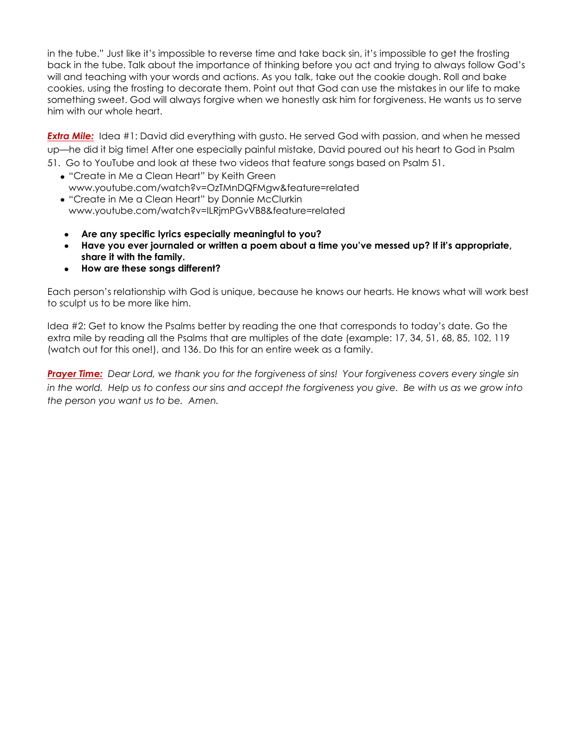in the tube." Just like it's impossible to reverse time and take back sin, it's impossible to get the frosting back in the tube. Talk about the importance of thinking before you act and trying to always follow God's will and teaching with your words and actions. As you talk, take out the cookie dough. Roll and bake cookies, using the frosting to decorate them. Point out that God can use the mistakes in our life to make something sweet. God will always forgive when we honestly ask him for forgiveness. He wants us to serve him with our whole heart.

***Extra Mile:*** Idea #1: David did everything with gusto. He served God with passion, and when he messed up—he did it big time! After one especially painful mistake, David poured out his heart to God in Psalm 51. Go to YouTube and look at these two videos that feature songs based on Psalm 51.

- "Create in Me a Clean Heart" by Keith Green
  www.youtube.com/watch?v=OzTMnDQFMgw&feature=related
- "Create in Me a Clean Heart" by Donnie McClurkin
  www.youtube.com/watch?v=ILRjmPGvVB8&feature=related

- **Are any specific lyrics especially meaningful to you?**
- **Have you ever journaled or written a poem about a time you've messed up? If it's appropriate, share it with the family.**
- **How are these songs different?**

Each person's relationship with God is unique, because he knows our hearts. He knows what will work best to sculpt us to be more like him.

Idea #2: Get to know the Psalms better by reading the one that corresponds to today's date. Go the extra mile by reading all the Psalms that are multiples of the date (example: 17, 34, 51, 68, 85, 102, 119 (watch out for this one!), and 136. Do this for an entire week as a family.

***Prayer Time:*** *Dear Lord, we thank you for the forgiveness of sins! Your forgiveness covers every single sin in the world. Help us to confess our sins and accept the forgiveness you give. Be with us as we grow into the person you want us to be. Amen.*